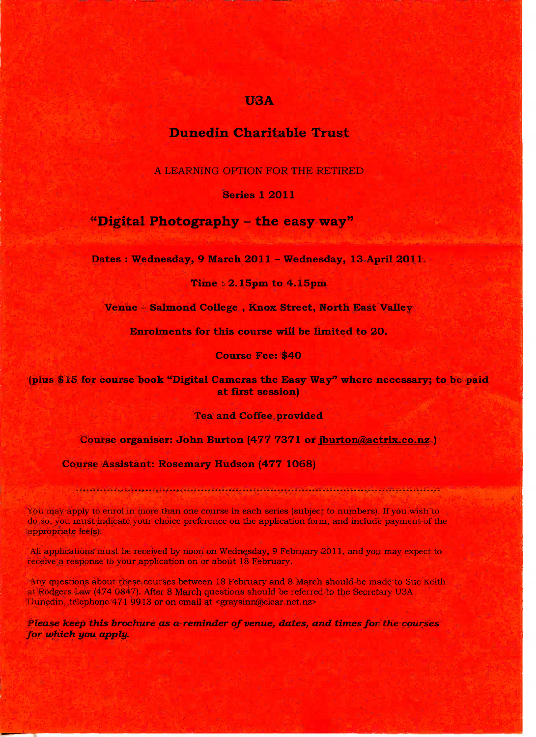# U3A

## Dunedin Charitable Trust

A LEARNING OPTION FOR THE RETIRED

**Series 1 2011**

## "Digital Photography – the easy way"

**Dates : Wednesday, 9 March 2011 – Wednesday, 13 April 2011**

**Time : 2.15pm to 4.15pm**

**Venue – Salmond College , Knox Street, North East Valley**

**Enrolments for this course will be limited to 20.**

**Course Fee: $40**

**(plus $15 for course book "Digital Cameras the Easy Way" where necessary; to be paid at first session)**

**Tea and Coffee provided**

**Course organiser: John Burton (477 7371 or jburton@actrix.co.nz )**

**Course Assistant: Rosemary Hudson (477 1068)**

You may apply to enrol in more than one course in each series (subject to numbers). If you wish to do so, you must indicate your choice preference on the application form, and include payment of the appropriate fee(s).

All applications must be received by noon on Wednesday, 9 February 2011, and you may expect to receive a response to your application on or about 18 February.

Any questions about these courses between 18 February and 8 March should be made to Sue Keith at Rodgers Law (474 0847). After 8 March questions should be referred to the Secretary U3A Dunedin, telephone 471 9913 or on email at <graysinn@clear.net.nz>

***Please keep this brochure as a reminder of venue, dates, and times for the courses for which you apply.***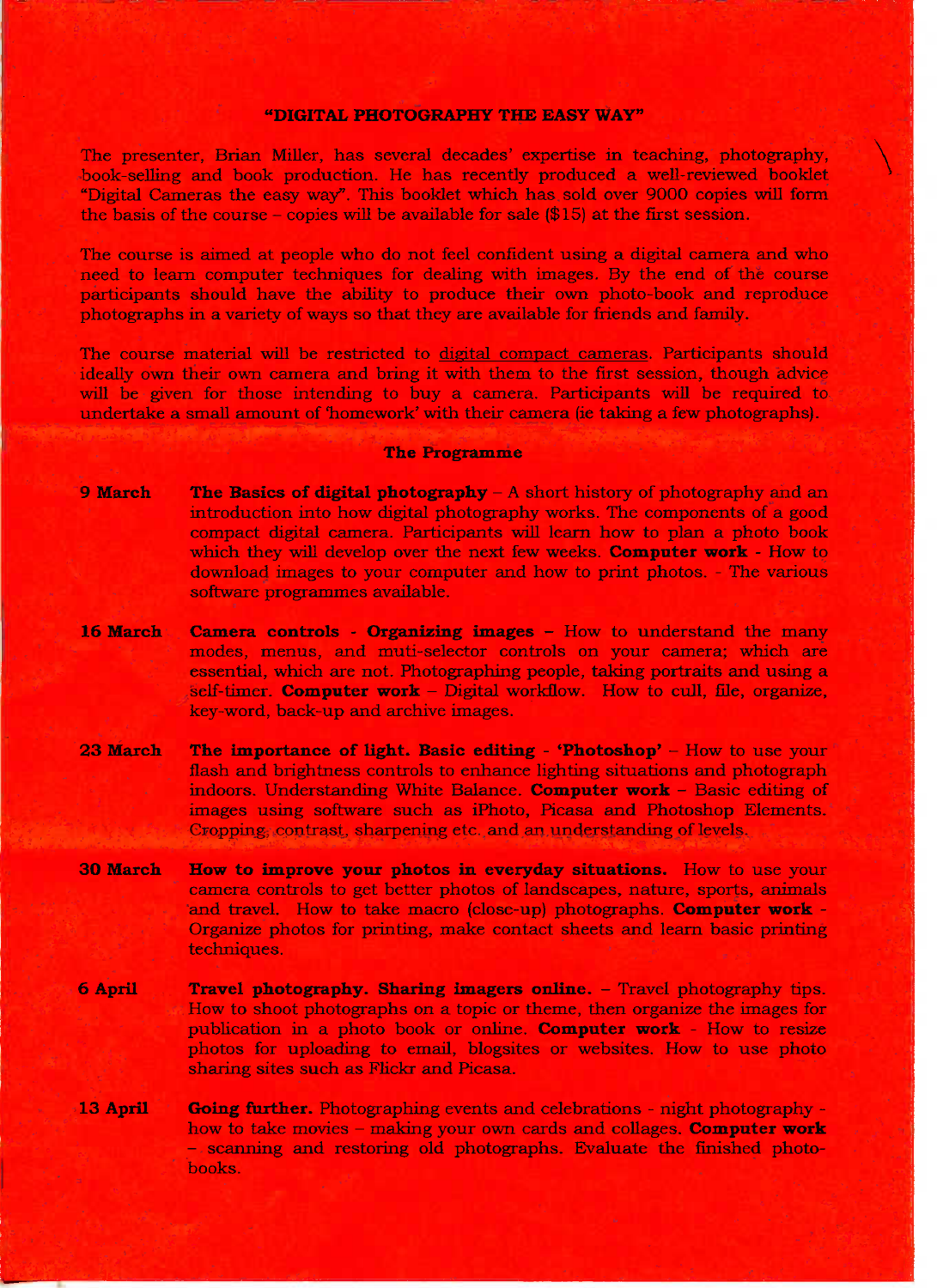## "DIGITAL PHOTOGRAPHY THE EASY WAY"

The presenter, Brian Miller, has several decades' expertise in teaching, photography, book-selling and book production. He has recently produced a well-reviewed booklet "Digital Cameras the easy way". This booklet which has sold over 9000 copies will form the basis of the course – copies will be available for sale ($15) at the first session.

The course is aimed at people who do not feel confident using a digital camera and who need to learn computer techniques for dealing with images. By the end of the course participants should have the ability to produce their own photo-book and reproduce photographs in a variety of ways so that they are available for friends and family.

The course material will be restricted to digital compact cameras. Participants should ideally own their own camera and bring it with them to the first session, though advice will be given for those intending to buy a camera. Participants will be required to undertake a small amount of 'homework' with their camera (ie taking a few photographs).

### The Programme

**9 March** **The Basics of digital photography** – A short history of photography and an introduction into how digital photography works. The components of a good compact digital camera. Participants will learn how to plan a photo book which they will develop over the next few weeks. **Computer work** - How to download images to your computer and how to print photos. - The various software programmes available.

**16 March** **Camera controls - Organizing images** – How to understand the many modes, menus, and muti-selector controls on your camera; which are essential, which are not. Photographing people, taking portraits and using a self-timer. **Computer work** – Digital workflow. How to cull, file, organize, key-word, back-up and archive images.

**23 March** **The importance of light. Basic editing - 'Photoshop'** – How to use your flash and brightness controls to enhance lighting situations and photograph indoors. Understanding White Balance. **Computer work** – Basic editing of images using software such as iPhoto, Picasa and Photoshop Elements. Cropping, contrast, sharpening etc. and an understanding of levels.

**30 March** **How to improve your photos in everyday situations.** How to use your camera controls to get better photos of landscapes, nature, sports, animals and travel. How to take macro (close-up) photographs. **Computer work** - Organize photos for printing, make contact sheets and learn basic printing techniques.

**6 April** **Travel photography. Sharing imagers online.** – Travel photography tips. How to shoot photographs on a topic or theme, then organize the images for publication in a photo book or online. **Computer work** - How to resize photos for uploading to email, blogsites or websites. How to use photo sharing sites such as Flickr and Picasa.

**13 April** **Going further.** Photographing events and celebrations - night photography - how to take movies – making your own cards and collages. **Computer work** – scanning and restoring old photographs. Evaluate the finished photo-books.